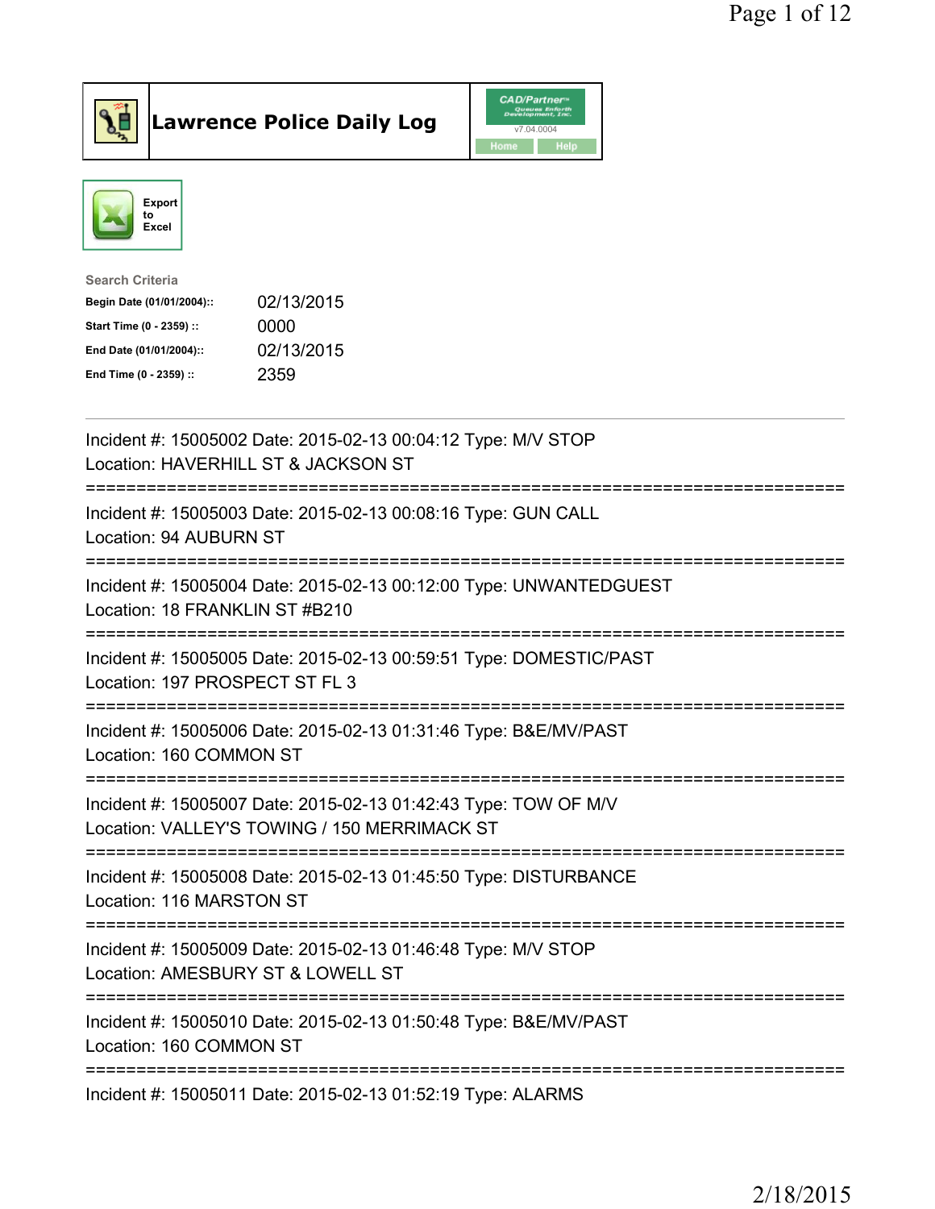# Lawrence Police Daily Log

Export to Excel

**Search Criteria**

| | |
|---|---|
| **Begin Date (01/01/2004)::** | 02/13/2015 |
| **Start Time (0 - 2359) ::** | 0000 |
| **End Date (01/01/2004)::** | 02/13/2015 |
| **End Time (0 - 2359) ::** | 2359 |

---

Incident #: 15005002 Date: 2015-02-13 00:04:12 Type: M/V STOP
Location: HAVERHILL ST & JACKSON ST

===========================================================================

Incident #: 15005003 Date: 2015-02-13 00:08:16 Type: GUN CALL
Location: 94 AUBURN ST

===========================================================================

Incident #: 15005004 Date: 2015-02-13 00:12:00 Type: UNWANTEDGUEST
Location: 18 FRANKLIN ST #B210

===========================================================================

Incident #: 15005005 Date: 2015-02-13 00:59:51 Type: DOMESTIC/PAST
Location: 197 PROSPECT ST FL 3

===========================================================================

Incident #: 15005006 Date: 2015-02-13 01:31:46 Type: B&E/MV/PAST
Location: 160 COMMON ST

===========================================================================

Incident #: 15005007 Date: 2015-02-13 01:42:43 Type: TOW OF M/V
Location: VALLEY'S TOWING / 150 MERRIMACK ST

===========================================================================

Incident #: 15005008 Date: 2015-02-13 01:45:50 Type: DISTURBANCE
Location: 116 MARSTON ST

===========================================================================

Incident #: 15005009 Date: 2015-02-13 01:46:48 Type: M/V STOP
Location: AMESBURY ST & LOWELL ST

===========================================================================

Incident #: 15005010 Date: 2015-02-13 01:50:48 Type: B&E/MV/PAST
Location: 160 COMMON ST

===========================================================================

Incident #: 15005011 Date: 2015-02-13 01:52:19 Type: ALARMS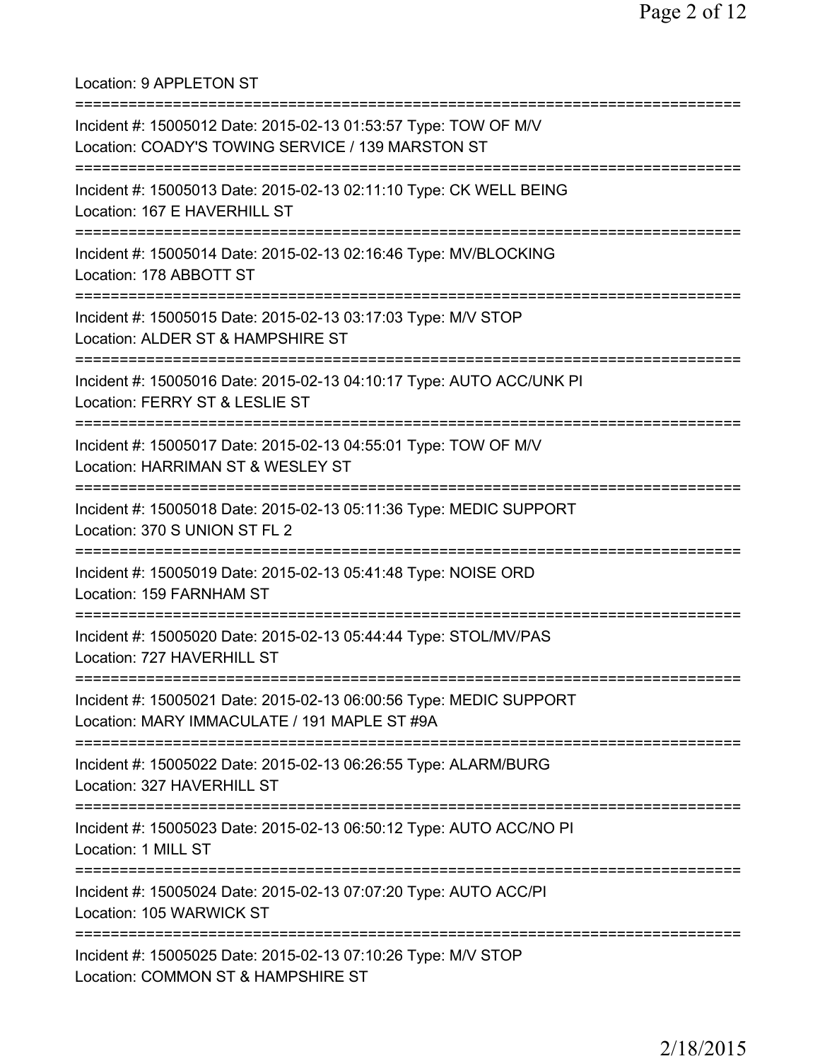Location: 9 APPLETON ST

===========================================================================

Incident #: 15005012 Date: 2015-02-13 01:53:57 Type: TOW OF M/V
Location: COADY'S TOWING SERVICE / 139 MARSTON ST

===========================================================================

Incident #: 15005013 Date: 2015-02-13 02:11:10 Type: CK WELL BEING
Location: 167 E HAVERHILL ST

===========================================================================

Incident #: 15005014 Date: 2015-02-13 02:16:46 Type: MV/BLOCKING
Location: 178 ABBOTT ST

===========================================================================

Incident #: 15005015 Date: 2015-02-13 03:17:03 Type: M/V STOP
Location: ALDER ST & HAMPSHIRE ST

===========================================================================

Incident #: 15005016 Date: 2015-02-13 04:10:17 Type: AUTO ACC/UNK PI
Location: FERRY ST & LESLIE ST

===========================================================================

Incident #: 15005017 Date: 2015-02-13 04:55:01 Type: TOW OF M/V
Location: HARRIMAN ST & WESLEY ST

===========================================================================

Incident #: 15005018 Date: 2015-02-13 05:11:36 Type: MEDIC SUPPORT
Location: 370 S UNION ST FL 2

===========================================================================

Incident #: 15005019 Date: 2015-02-13 05:41:48 Type: NOISE ORD
Location: 159 FARNHAM ST

===========================================================================

Incident #: 15005020 Date: 2015-02-13 05:44:44 Type: STOL/MV/PAS
Location: 727 HAVERHILL ST

===========================================================================

Incident #: 15005021 Date: 2015-02-13 06:00:56 Type: MEDIC SUPPORT
Location: MARY IMMACULATE / 191 MAPLE ST #9A

===========================================================================

Incident #: 15005022 Date: 2015-02-13 06:26:55 Type: ALARM/BURG
Location: 327 HAVERHILL ST

===========================================================================

Incident #: 15005023 Date: 2015-02-13 06:50:12 Type: AUTO ACC/NO PI
Location: 1 MILL ST

===========================================================================

Incident #: 15005024 Date: 2015-02-13 07:07:20 Type: AUTO ACC/PI
Location: 105 WARWICK ST

===========================================================================

Incident #: 15005025 Date: 2015-02-13 07:10:26 Type: M/V STOP
Location: COMMON ST & HAMPSHIRE ST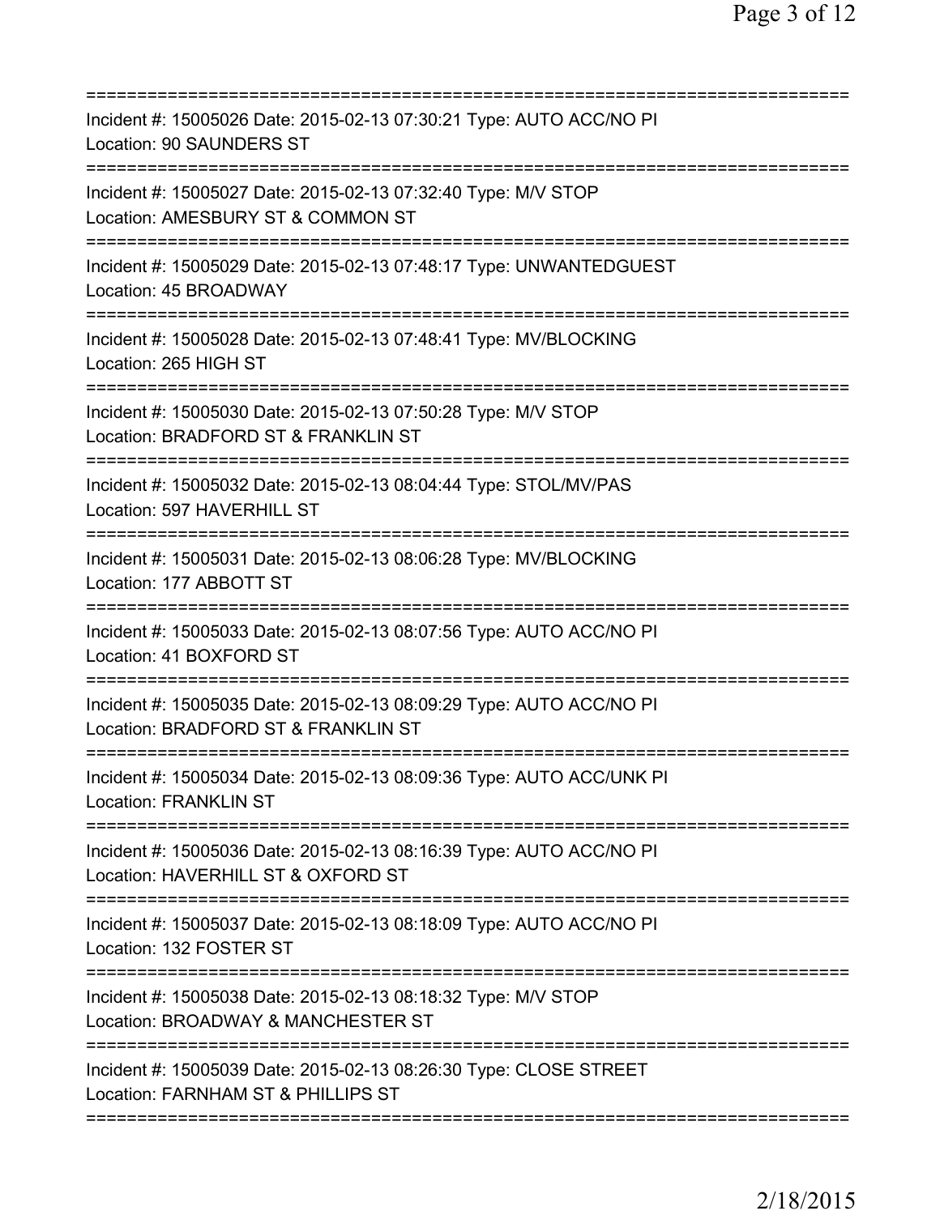===========================================================================
Incident #: 15005026 Date: 2015-02-13 07:30:21 Type: AUTO ACC/NO PI
Location: 90 SAUNDERS ST
===========================================================================
Incident #: 15005027 Date: 2015-02-13 07:32:40 Type: M/V STOP
Location: AMESBURY ST & COMMON ST
===========================================================================
Incident #: 15005029 Date: 2015-02-13 07:48:17 Type: UNWANTEDGUEST
Location: 45 BROADWAY
===========================================================================
Incident #: 15005028 Date: 2015-02-13 07:48:41 Type: MV/BLOCKING
Location: 265 HIGH ST
===========================================================================
Incident #: 15005030 Date: 2015-02-13 07:50:28 Type: M/V STOP
Location: BRADFORD ST & FRANKLIN ST
===========================================================================
Incident #: 15005032 Date: 2015-02-13 08:04:44 Type: STOL/MV/PAS
Location: 597 HAVERHILL ST
===========================================================================
Incident #: 15005031 Date: 2015-02-13 08:06:28 Type: MV/BLOCKING
Location: 177 ABBOTT ST
===========================================================================
Incident #: 15005033 Date: 2015-02-13 08:07:56 Type: AUTO ACC/NO PI
Location: 41 BOXFORD ST
===========================================================================
Incident #: 15005035 Date: 2015-02-13 08:09:29 Type: AUTO ACC/NO PI
Location: BRADFORD ST & FRANKLIN ST
===========================================================================
Incident #: 15005034 Date: 2015-02-13 08:09:36 Type: AUTO ACC/UNK PI
Location: FRANKLIN ST
===========================================================================
Incident #: 15005036 Date: 2015-02-13 08:16:39 Type: AUTO ACC/NO PI
Location: HAVERHILL ST & OXFORD ST
===========================================================================
Incident #: 15005037 Date: 2015-02-13 08:18:09 Type: AUTO ACC/NO PI
Location: 132 FOSTER ST
===========================================================================
Incident #: 15005038 Date: 2015-02-13 08:18:32 Type: M/V STOP
Location: BROADWAY & MANCHESTER ST
===========================================================================
Incident #: 15005039 Date: 2015-02-13 08:26:30 Type: CLOSE STREET
Location: FARNHAM ST & PHILLIPS ST
===========================================================================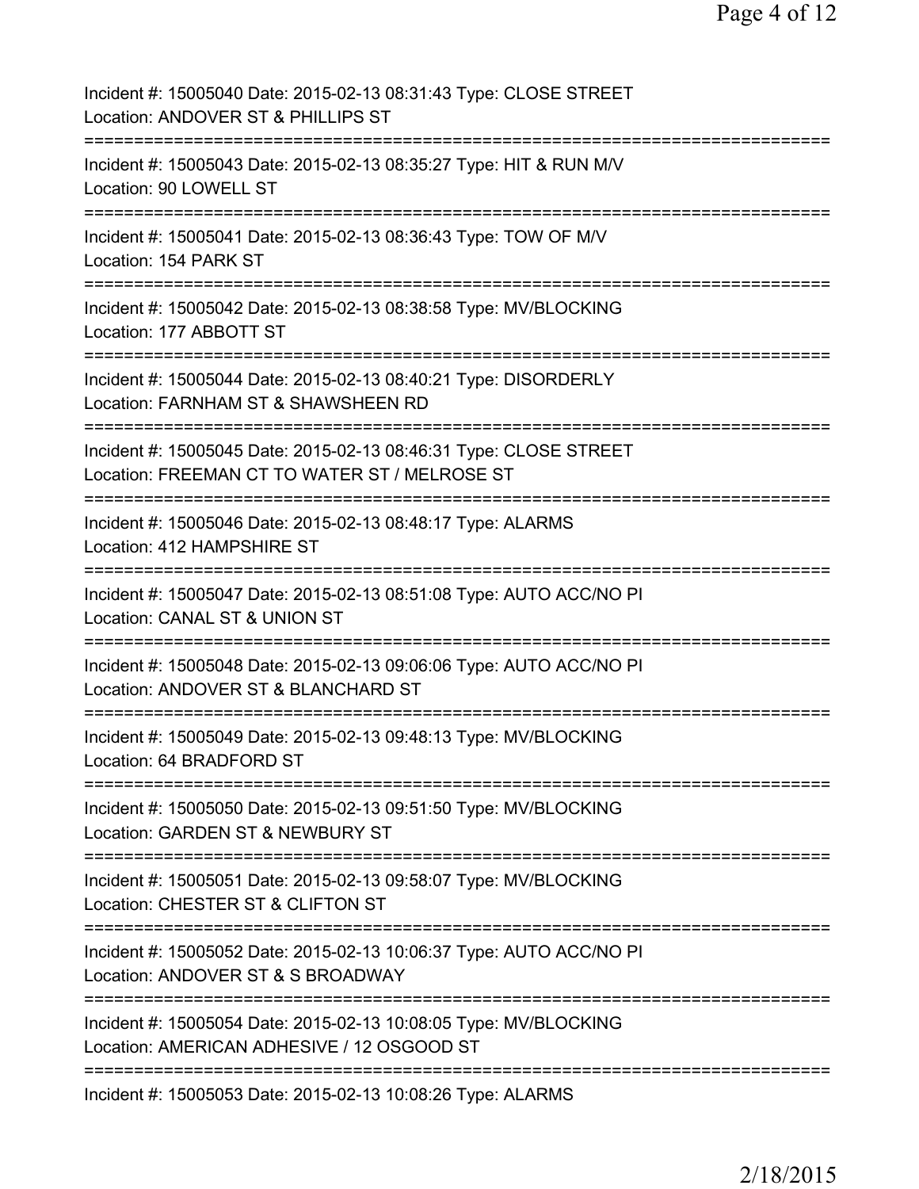Incident #: 15005040 Date: 2015-02-13 08:31:43 Type: CLOSE STREET
Location: ANDOVER ST & PHILLIPS ST

===========================================================================

Incident #: 15005043 Date: 2015-02-13 08:35:27 Type: HIT & RUN M/V
Location: 90 LOWELL ST

===========================================================================

Incident #: 15005041 Date: 2015-02-13 08:36:43 Type: TOW OF M/V
Location: 154 PARK ST

===========================================================================

Incident #: 15005042 Date: 2015-02-13 08:38:58 Type: MV/BLOCKING
Location: 177 ABBOTT ST

===========================================================================

Incident #: 15005044 Date: 2015-02-13 08:40:21 Type: DISORDERLY
Location: FARNHAM ST & SHAWSHEEN RD

===========================================================================

Incident #: 15005045 Date: 2015-02-13 08:46:31 Type: CLOSE STREET
Location: FREEMAN CT TO WATER ST / MELROSE ST

===========================================================================

Incident #: 15005046 Date: 2015-02-13 08:48:17 Type: ALARMS
Location: 412 HAMPSHIRE ST

===========================================================================

Incident #: 15005047 Date: 2015-02-13 08:51:08 Type: AUTO ACC/NO PI
Location: CANAL ST & UNION ST

===========================================================================

Incident #: 15005048 Date: 2015-02-13 09:06:06 Type: AUTO ACC/NO PI
Location: ANDOVER ST & BLANCHARD ST

===========================================================================

Incident #: 15005049 Date: 2015-02-13 09:48:13 Type: MV/BLOCKING
Location: 64 BRADFORD ST

===========================================================================

Incident #: 15005050 Date: 2015-02-13 09:51:50 Type: MV/BLOCKING
Location: GARDEN ST & NEWBURY ST

===========================================================================

Incident #: 15005051 Date: 2015-02-13 09:58:07 Type: MV/BLOCKING
Location: CHESTER ST & CLIFTON ST

===========================================================================

Incident #: 15005052 Date: 2015-02-13 10:06:37 Type: AUTO ACC/NO PI
Location: ANDOVER ST & S BROADWAY

===========================================================================

Incident #: 15005054 Date: 2015-02-13 10:08:05 Type: MV/BLOCKING
Location: AMERICAN ADHESIVE / 12 OSGOOD ST

===========================================================================

Incident #: 15005053 Date: 2015-02-13 10:08:26 Type: ALARMS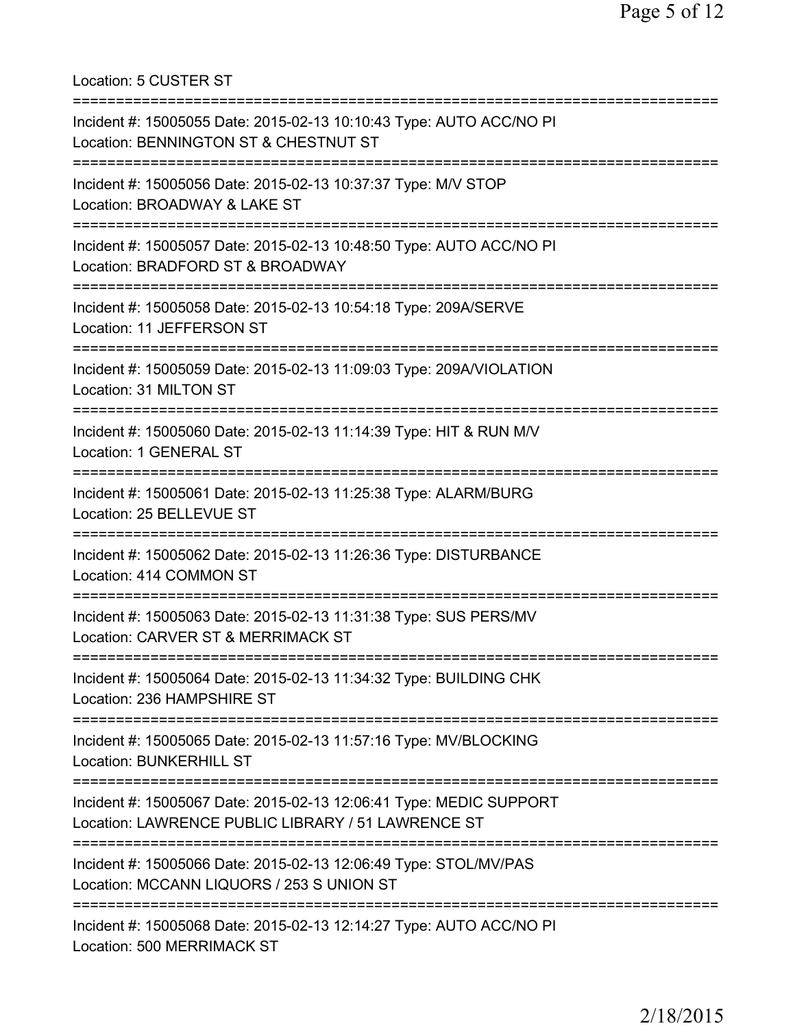Location: 5 CUSTER ST

===========================================================================

Incident #: 15005055 Date: 2015-02-13 10:10:43 Type: AUTO ACC/NO PI
Location: BENNINGTON ST & CHESTNUT ST

===========================================================================

Incident #: 15005056 Date: 2015-02-13 10:37:37 Type: M/V STOP
Location: BROADWAY & LAKE ST

===========================================================================

Incident #: 15005057 Date: 2015-02-13 10:48:50 Type: AUTO ACC/NO PI
Location: BRADFORD ST & BROADWAY

===========================================================================

Incident #: 15005058 Date: 2015-02-13 10:54:18 Type: 209A/SERVE
Location: 11 JEFFERSON ST

===========================================================================

Incident #: 15005059 Date: 2015-02-13 11:09:03 Type: 209A/VIOLATION
Location: 31 MILTON ST

===========================================================================

Incident #: 15005060 Date: 2015-02-13 11:14:39 Type: HIT & RUN M/V
Location: 1 GENERAL ST

===========================================================================

Incident #: 15005061 Date: 2015-02-13 11:25:38 Type: ALARM/BURG
Location: 25 BELLEVUE ST

===========================================================================

Incident #: 15005062 Date: 2015-02-13 11:26:36 Type: DISTURBANCE
Location: 414 COMMON ST

===========================================================================

Incident #: 15005063 Date: 2015-02-13 11:31:38 Type: SUS PERS/MV
Location: CARVER ST & MERRIMACK ST

===========================================================================

Incident #: 15005064 Date: 2015-02-13 11:34:32 Type: BUILDING CHK
Location: 236 HAMPSHIRE ST

===========================================================================

Incident #: 15005065 Date: 2015-02-13 11:57:16 Type: MV/BLOCKING
Location: BUNKERHILL ST

===========================================================================

Incident #: 15005067 Date: 2015-02-13 12:06:41 Type: MEDIC SUPPORT
Location: LAWRENCE PUBLIC LIBRARY / 51 LAWRENCE ST

===========================================================================

Incident #: 15005066 Date: 2015-02-13 12:06:49 Type: STOL/MV/PAS
Location: MCCANN LIQUORS / 253 S UNION ST

===========================================================================

Incident #: 15005068 Date: 2015-02-13 12:14:27 Type: AUTO ACC/NO PI
Location: 500 MERRIMACK ST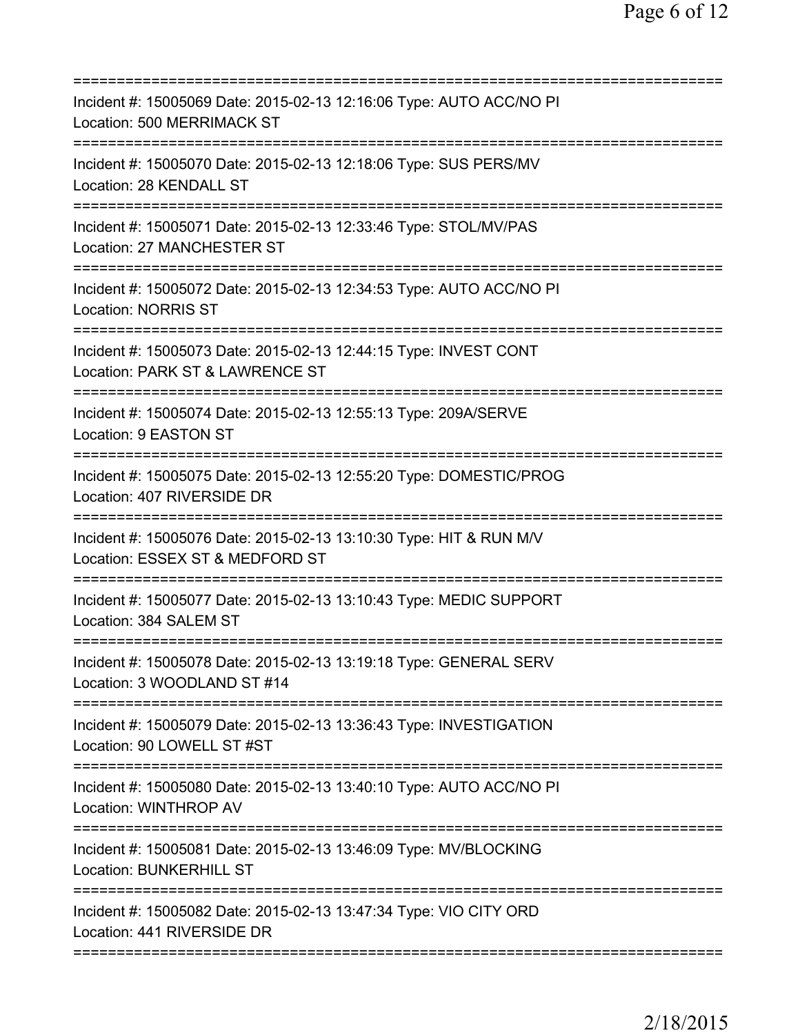==============================================================================
Incident #: 15005069 Date: 2015-02-13 12:16:06 Type: AUTO ACC/NO PI
Location: 500 MERRIMACK ST
==============================================================================
Incident #: 15005070 Date: 2015-02-13 12:18:06 Type: SUS PERS/MV
Location: 28 KENDALL ST
==============================================================================
Incident #: 15005071 Date: 2015-02-13 12:33:46 Type: STOL/MV/PAS
Location: 27 MANCHESTER ST
==============================================================================
Incident #: 15005072 Date: 2015-02-13 12:34:53 Type: AUTO ACC/NO PI
Location: NORRIS ST
==============================================================================
Incident #: 15005073 Date: 2015-02-13 12:44:15 Type: INVEST CONT
Location: PARK ST & LAWRENCE ST
==============================================================================
Incident #: 15005074 Date: 2015-02-13 12:55:13 Type: 209A/SERVE
Location: 9 EASTON ST
==============================================================================
Incident #: 15005075 Date: 2015-02-13 12:55:20 Type: DOMESTIC/PROG
Location: 407 RIVERSIDE DR
==============================================================================
Incident #: 15005076 Date: 2015-02-13 13:10:30 Type: HIT & RUN M/V
Location: ESSEX ST & MEDFORD ST
==============================================================================
Incident #: 15005077 Date: 2015-02-13 13:10:43 Type: MEDIC SUPPORT
Location: 384 SALEM ST
==============================================================================
Incident #: 15005078 Date: 2015-02-13 13:19:18 Type: GENERAL SERV
Location: 3 WOODLAND ST #14
==============================================================================
Incident #: 15005079 Date: 2015-02-13 13:36:43 Type: INVESTIGATION
Location: 90 LOWELL ST #ST
==============================================================================
Incident #: 15005080 Date: 2015-02-13 13:40:10 Type: AUTO ACC/NO PI
Location: WINTHROP AV
==============================================================================
Incident #: 15005081 Date: 2015-02-13 13:46:09 Type: MV/BLOCKING
Location: BUNKERHILL ST
==============================================================================
Incident #: 15005082 Date: 2015-02-13 13:47:34 Type: VIO CITY ORD
Location: 441 RIVERSIDE DR
==============================================================================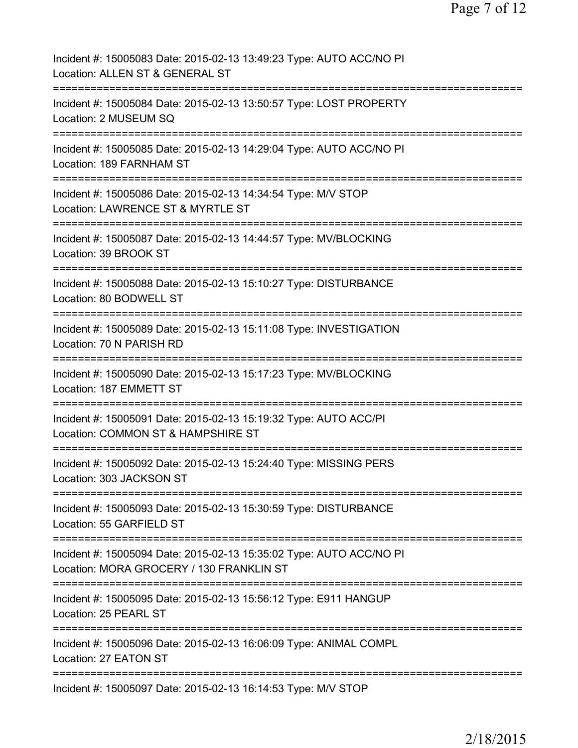Incident #: 15005083 Date: 2015-02-13 13:49:23 Type: AUTO ACC/NO PI
Location: ALLEN ST & GENERAL ST

===========================================================================

Incident #: 15005084 Date: 2015-02-13 13:50:57 Type: LOST PROPERTY
Location: 2 MUSEUM SQ

===========================================================================

Incident #: 15005085 Date: 2015-02-13 14:29:04 Type: AUTO ACC/NO PI
Location: 189 FARNHAM ST

===========================================================================

Incident #: 15005086 Date: 2015-02-13 14:34:54 Type: M/V STOP
Location: LAWRENCE ST & MYRTLE ST

===========================================================================

Incident #: 15005087 Date: 2015-02-13 14:44:57 Type: MV/BLOCKING
Location: 39 BROOK ST

===========================================================================

Incident #: 15005088 Date: 2015-02-13 15:10:27 Type: DISTURBANCE
Location: 80 BODWELL ST

===========================================================================

Incident #: 15005089 Date: 2015-02-13 15:11:08 Type: INVESTIGATION
Location: 70 N PARISH RD

===========================================================================

Incident #: 15005090 Date: 2015-02-13 15:17:23 Type: MV/BLOCKING
Location: 187 EMMETT ST

===========================================================================

Incident #: 15005091 Date: 2015-02-13 15:19:32 Type: AUTO ACC/PI
Location: COMMON ST & HAMPSHIRE ST

===========================================================================

Incident #: 15005092 Date: 2015-02-13 15:24:40 Type: MISSING PERS
Location: 303 JACKSON ST

===========================================================================

Incident #: 15005093 Date: 2015-02-13 15:30:59 Type: DISTURBANCE
Location: 55 GARFIELD ST

===========================================================================

Incident #: 15005094 Date: 2015-02-13 15:35:02 Type: AUTO ACC/NO PI
Location: MORA GROCERY / 130 FRANKLIN ST

===========================================================================

Incident #: 15005095 Date: 2015-02-13 15:56:12 Type: E911 HANGUP
Location: 25 PEARL ST

===========================================================================

Incident #: 15005096 Date: 2015-02-13 16:06:09 Type: ANIMAL COMPL
Location: 27 EATON ST

===========================================================================

Incident #: 15005097 Date: 2015-02-13 16:14:53 Type: M/V STOP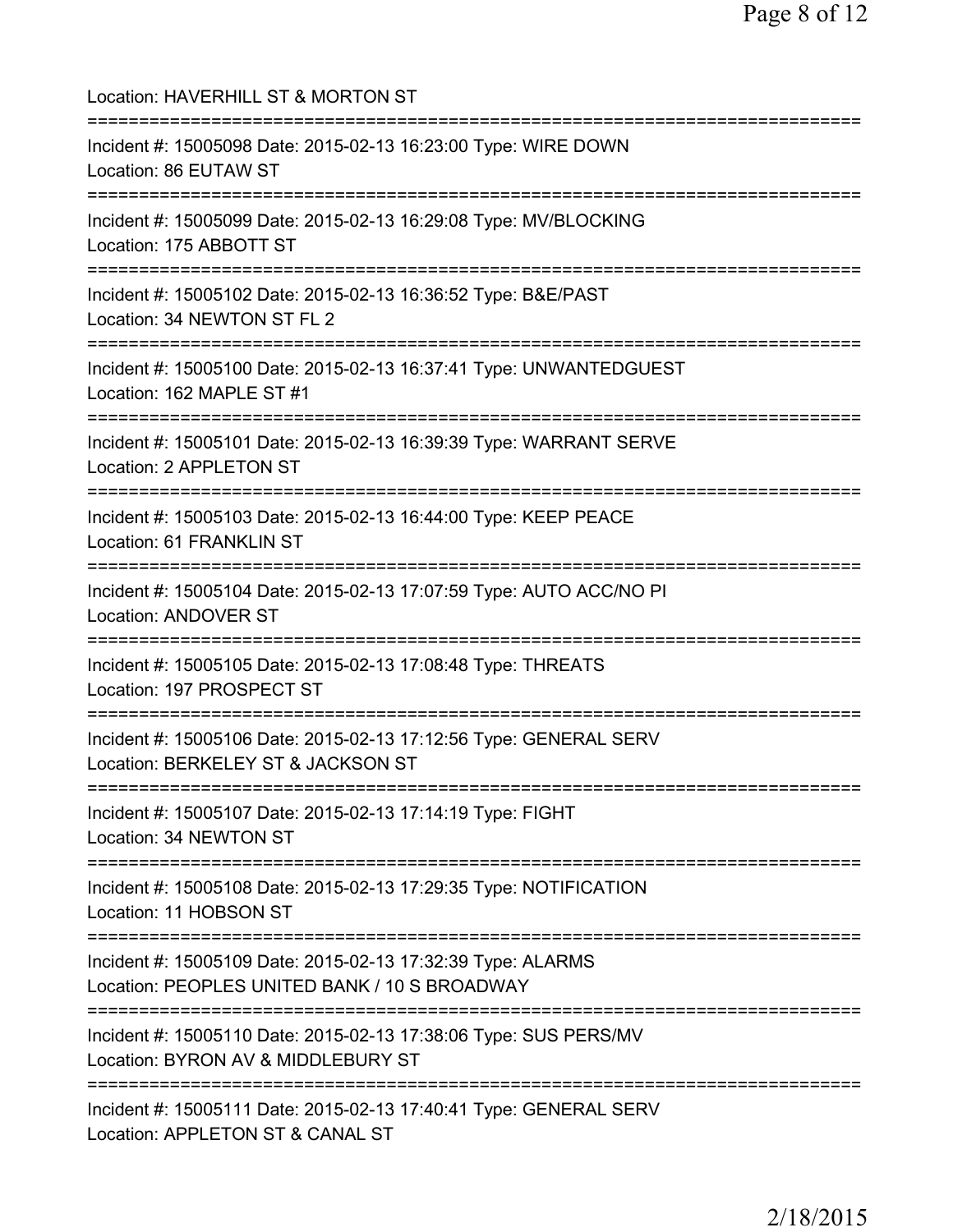Location: HAVERHILL ST & MORTON ST

===========================================================================

Incident #: 15005098 Date: 2015-02-13 16:23:00 Type: WIRE DOWN
Location: 86 EUTAW ST

===========================================================================

Incident #: 15005099 Date: 2015-02-13 16:29:08 Type: MV/BLOCKING
Location: 175 ABBOTT ST

===========================================================================

Incident #: 15005102 Date: 2015-02-13 16:36:52 Type: B&E/PAST
Location: 34 NEWTON ST FL 2

===========================================================================

Incident #: 15005100 Date: 2015-02-13 16:37:41 Type: UNWANTEDGUEST
Location: 162 MAPLE ST #1

===========================================================================

Incident #: 15005101 Date: 2015-02-13 16:39:39 Type: WARRANT SERVE
Location: 2 APPLETON ST

===========================================================================

Incident #: 15005103 Date: 2015-02-13 16:44:00 Type: KEEP PEACE
Location: 61 FRANKLIN ST

===========================================================================

Incident #: 15005104 Date: 2015-02-13 17:07:59 Type: AUTO ACC/NO PI
Location: ANDOVER ST

===========================================================================

Incident #: 15005105 Date: 2015-02-13 17:08:48 Type: THREATS
Location: 197 PROSPECT ST

===========================================================================

Incident #: 15005106 Date: 2015-02-13 17:12:56 Type: GENERAL SERV
Location: BERKELEY ST & JACKSON ST

===========================================================================

Incident #: 15005107 Date: 2015-02-13 17:14:19 Type: FIGHT
Location: 34 NEWTON ST

===========================================================================

Incident #: 15005108 Date: 2015-02-13 17:29:35 Type: NOTIFICATION
Location: 11 HOBSON ST

===========================================================================

Incident #: 15005109 Date: 2015-02-13 17:32:39 Type: ALARMS
Location: PEOPLES UNITED BANK / 10 S BROADWAY

===========================================================================

Incident #: 15005110 Date: 2015-02-13 17:38:06 Type: SUS PERS/MV
Location: BYRON AV & MIDDLEBURY ST

===========================================================================

Incident #: 15005111 Date: 2015-02-13 17:40:41 Type: GENERAL SERV
Location: APPLETON ST & CANAL ST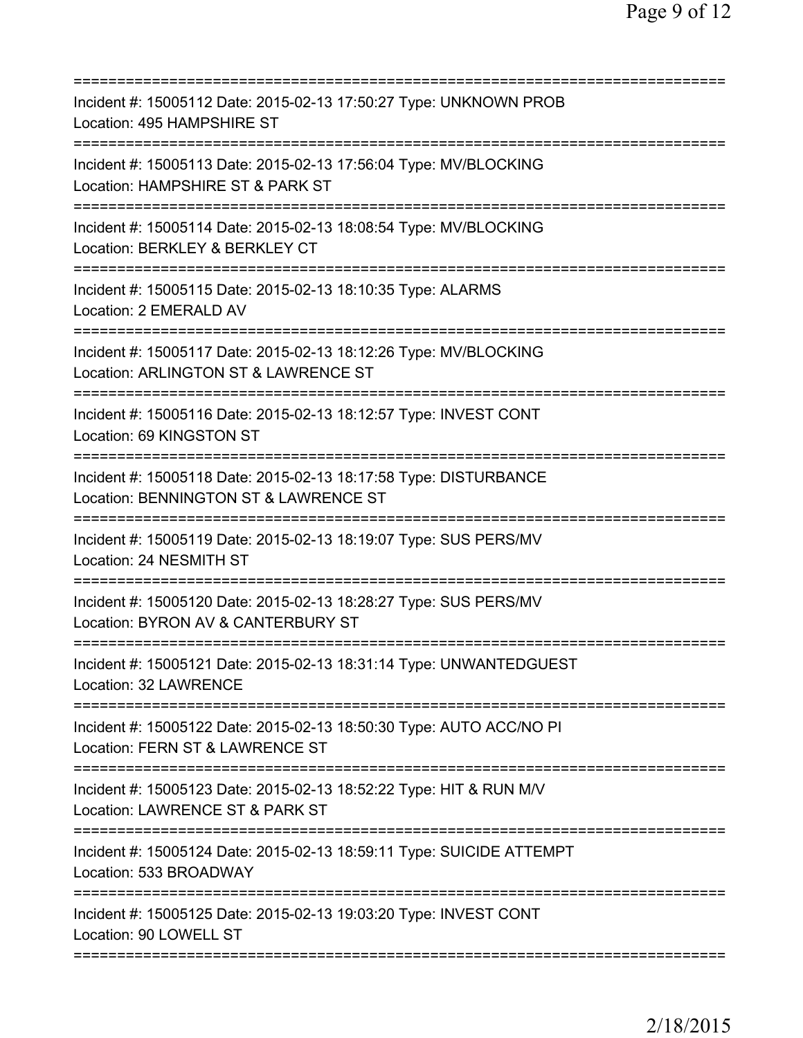===========================================================================
Incident #: 15005112 Date: 2015-02-13 17:50:27 Type: UNKNOWN PROB
Location: 495 HAMPSHIRE ST
===========================================================================
Incident #: 15005113 Date: 2015-02-13 17:56:04 Type: MV/BLOCKING
Location: HAMPSHIRE ST & PARK ST
===========================================================================
Incident #: 15005114 Date: 2015-02-13 18:08:54 Type: MV/BLOCKING
Location: BERKLEY & BERKLEY CT
===========================================================================
Incident #: 15005115 Date: 2015-02-13 18:10:35 Type: ALARMS
Location: 2 EMERALD AV
===========================================================================
Incident #: 15005117 Date: 2015-02-13 18:12:26 Type: MV/BLOCKING
Location: ARLINGTON ST & LAWRENCE ST
===========================================================================
Incident #: 15005116 Date: 2015-02-13 18:12:57 Type: INVEST CONT
Location: 69 KINGSTON ST
===========================================================================
Incident #: 15005118 Date: 2015-02-13 18:17:58 Type: DISTURBANCE
Location: BENNINGTON ST & LAWRENCE ST
===========================================================================
Incident #: 15005119 Date: 2015-02-13 18:19:07 Type: SUS PERS/MV
Location: 24 NESMITH ST
===========================================================================
Incident #: 15005120 Date: 2015-02-13 18:28:27 Type: SUS PERS/MV
Location: BYRON AV & CANTERBURY ST
===========================================================================
Incident #: 15005121 Date: 2015-02-13 18:31:14 Type: UNWANTEDGUEST
Location: 32 LAWRENCE
===========================================================================
Incident #: 15005122 Date: 2015-02-13 18:50:30 Type: AUTO ACC/NO PI
Location: FERN ST & LAWRENCE ST
===========================================================================
Incident #: 15005123 Date: 2015-02-13 18:52:22 Type: HIT & RUN M/V
Location: LAWRENCE ST & PARK ST
===========================================================================
Incident #: 15005124 Date: 2015-02-13 18:59:11 Type: SUICIDE ATTEMPT
Location: 533 BROADWAY
===========================================================================
Incident #: 15005125 Date: 2015-02-13 19:03:20 Type: INVEST CONT
Location: 90 LOWELL ST
===========================================================================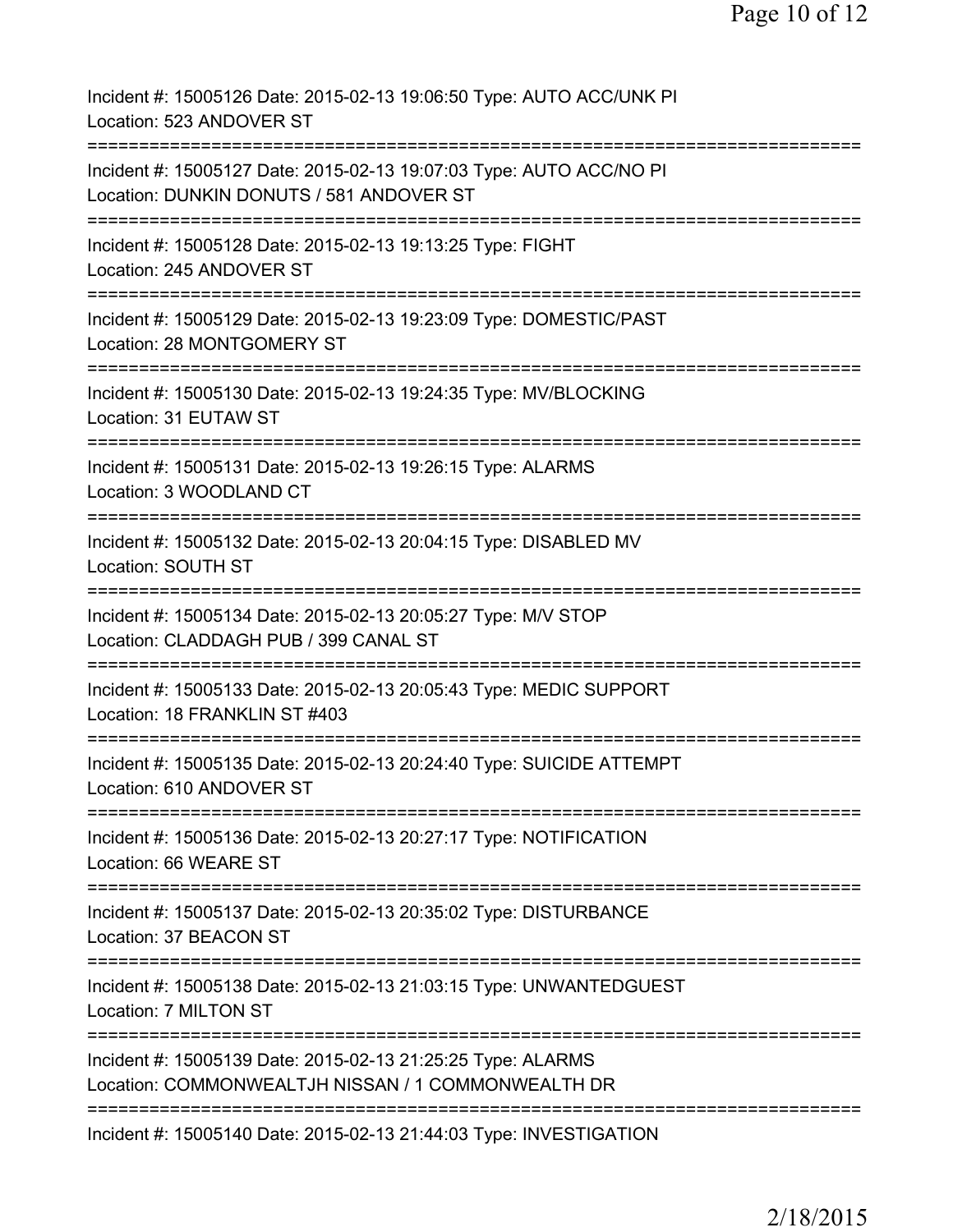Incident #: 15005126 Date: 2015-02-13 19:06:50 Type: AUTO ACC/UNK PI
Location: 523 ANDOVER ST

===========================================================================

Incident #: 15005127 Date: 2015-02-13 19:07:03 Type: AUTO ACC/NO PI
Location: DUNKIN DONUTS / 581 ANDOVER ST

===========================================================================

Incident #: 15005128 Date: 2015-02-13 19:13:25 Type: FIGHT
Location: 245 ANDOVER ST

===========================================================================

Incident #: 15005129 Date: 2015-02-13 19:23:09 Type: DOMESTIC/PAST
Location: 28 MONTGOMERY ST

===========================================================================

Incident #: 15005130 Date: 2015-02-13 19:24:35 Type: MV/BLOCKING
Location: 31 EUTAW ST

===========================================================================

Incident #: 15005131 Date: 2015-02-13 19:26:15 Type: ALARMS
Location: 3 WOODLAND CT

===========================================================================

Incident #: 15005132 Date: 2015-02-13 20:04:15 Type: DISABLED MV
Location: SOUTH ST

===========================================================================

Incident #: 15005134 Date: 2015-02-13 20:05:27 Type: M/V STOP
Location: CLADDAGH PUB / 399 CANAL ST

===========================================================================

Incident #: 15005133 Date: 2015-02-13 20:05:43 Type: MEDIC SUPPORT
Location: 18 FRANKLIN ST #403

===========================================================================

Incident #: 15005135 Date: 2015-02-13 20:24:40 Type: SUICIDE ATTEMPT
Location: 610 ANDOVER ST

===========================================================================

Incident #: 15005136 Date: 2015-02-13 20:27:17 Type: NOTIFICATION
Location: 66 WEARE ST

===========================================================================

Incident #: 15005137 Date: 2015-02-13 20:35:02 Type: DISTURBANCE
Location: 37 BEACON ST

===========================================================================

Incident #: 15005138 Date: 2015-02-13 21:03:15 Type: UNWANTEDGUEST
Location: 7 MILTON ST

===========================================================================

Incident #: 15005139 Date: 2015-02-13 21:25:25 Type: ALARMS
Location: COMMONWEALTJH NISSAN / 1 COMMONWEALTH DR

===========================================================================

Incident #: 15005140 Date: 2015-02-13 21:44:03 Type: INVESTIGATION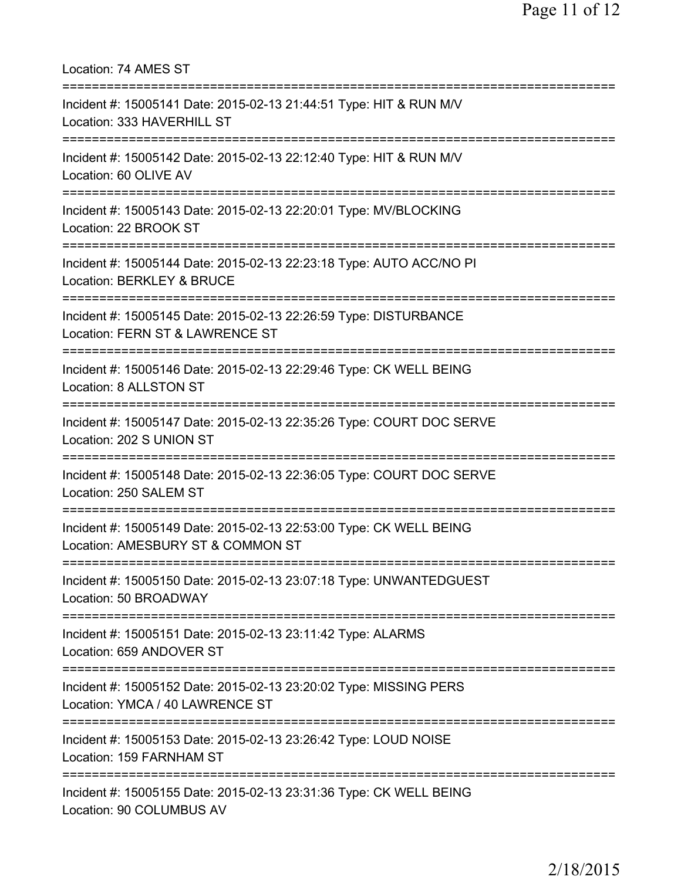Location: 74 AMES ST

===========================================================================

Incident #: 15005141 Date: 2015-02-13 21:44:51 Type: HIT & RUN M/V
Location: 333 HAVERHILL ST

===========================================================================

Incident #: 15005142 Date: 2015-02-13 22:12:40 Type: HIT & RUN M/V
Location: 60 OLIVE AV

===========================================================================

Incident #: 15005143 Date: 2015-02-13 22:20:01 Type: MV/BLOCKING
Location: 22 BROOK ST

===========================================================================

Incident #: 15005144 Date: 2015-02-13 22:23:18 Type: AUTO ACC/NO PI
Location: BERKLEY & BRUCE

===========================================================================

Incident #: 15005145 Date: 2015-02-13 22:26:59 Type: DISTURBANCE
Location: FERN ST & LAWRENCE ST

===========================================================================

Incident #: 15005146 Date: 2015-02-13 22:29:46 Type: CK WELL BEING
Location: 8 ALLSTON ST

===========================================================================

Incident #: 15005147 Date: 2015-02-13 22:35:26 Type: COURT DOC SERVE
Location: 202 S UNION ST

===========================================================================

Incident #: 15005148 Date: 2015-02-13 22:36:05 Type: COURT DOC SERVE
Location: 250 SALEM ST

===========================================================================

Incident #: 15005149 Date: 2015-02-13 22:53:00 Type: CK WELL BEING
Location: AMESBURY ST & COMMON ST

===========================================================================

Incident #: 15005150 Date: 2015-02-13 23:07:18 Type: UNWANTEDGUEST
Location: 50 BROADWAY

===========================================================================

Incident #: 15005151 Date: 2015-02-13 23:11:42 Type: ALARMS
Location: 659 ANDOVER ST

===========================================================================

Incident #: 15005152 Date: 2015-02-13 23:20:02 Type: MISSING PERS
Location: YMCA / 40 LAWRENCE ST

===========================================================================

Incident #: 15005153 Date: 2015-02-13 23:26:42 Type: LOUD NOISE
Location: 159 FARNHAM ST

===========================================================================

Incident #: 15005155 Date: 2015-02-13 23:31:36 Type: CK WELL BEING
Location: 90 COLUMBUS AV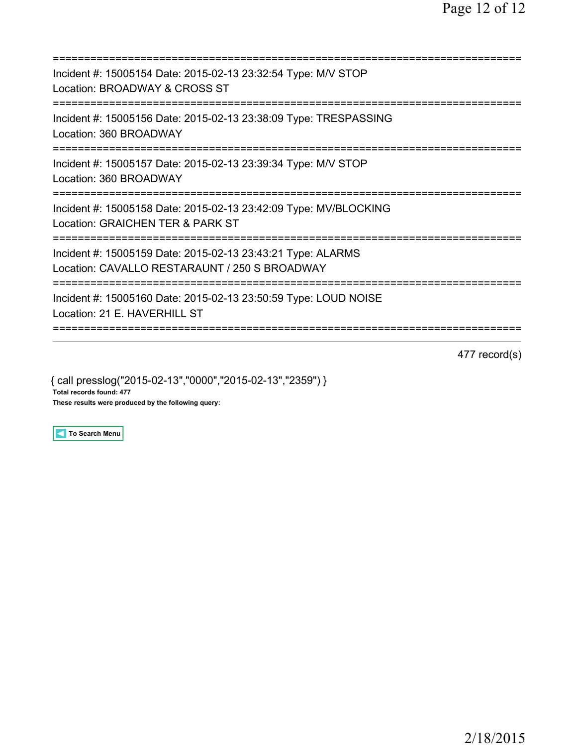===========================================================================

Incident #: 15005154 Date: 2015-02-13 23:32:54 Type: M/V STOP
Location: BROADWAY & CROSS ST

===========================================================================

Incident #: 15005156 Date: 2015-02-13 23:38:09 Type: TRESPASSING
Location: 360 BROADWAY

===========================================================================

Incident #: 15005157 Date: 2015-02-13 23:39:34 Type: M/V STOP
Location: 360 BROADWAY

===========================================================================

Incident #: 15005158 Date: 2015-02-13 23:42:09 Type: MV/BLOCKING
Location: GRAICHEN TER & PARK ST

===========================================================================

Incident #: 15005159 Date: 2015-02-13 23:43:21 Type: ALARMS
Location: CAVALLO RESTARAUNT / 250 S BROADWAY

===========================================================================

Incident #: 15005160 Date: 2015-02-13 23:50:59 Type: LOUD NOISE
Location: 21 E. HAVERHILL ST

===========================================================================

477 record(s)

{ call presslog("2015-02-13","0000","2015-02-13","2359") }

**Total records found: 477**

**These results were produced by the following query:**

To Search Menu